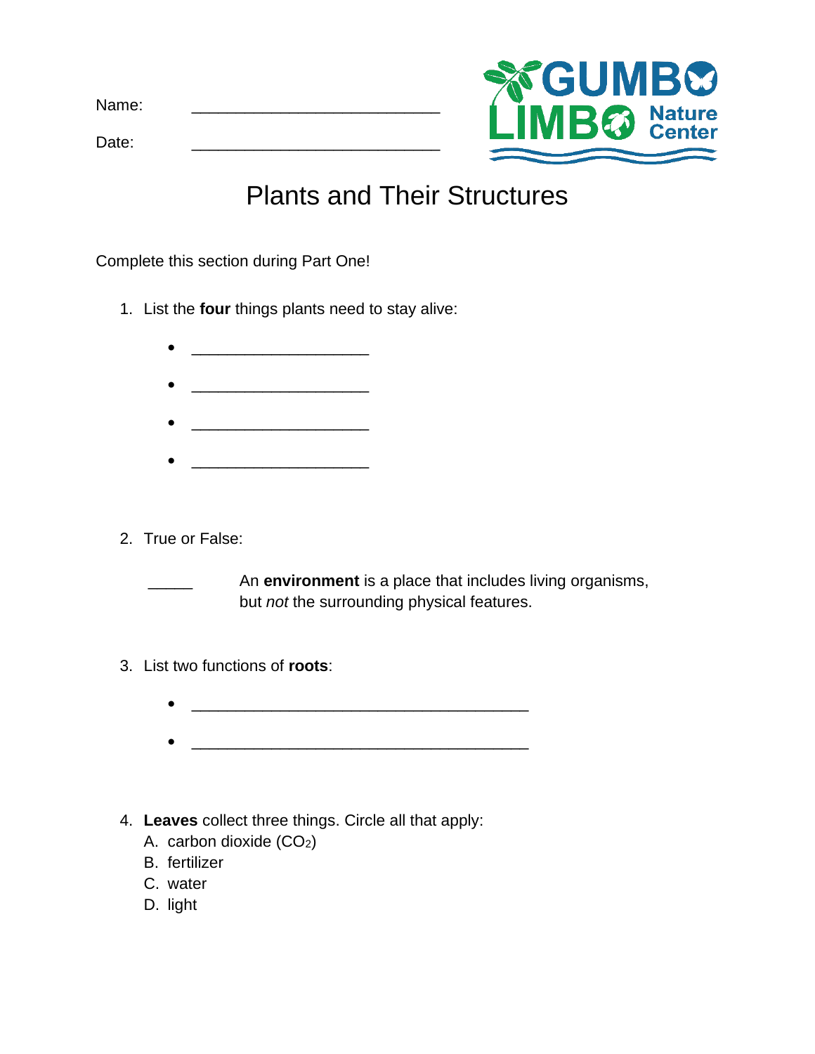Name: ___________________________

Date: ___________________________

Gumbo Limbo Nature Center

# Plants and Their Structures

Complete this section during Part One!

1. List the **four** things plants need to stay alive:
   - ___________________
   - ___________________
   - ___________________
   - ___________________

2. True or False:

   _____ An **environment** is a place that includes living organisms, but *not* the surrounding physical features.

3. List two functions of **roots**:
   - ____________________________________
   - ____________________________________

4. **Leaves** collect three things. Circle all that apply:
   A. carbon dioxide ($CO_2$)
   B. fertilizer
   C. water
   D. light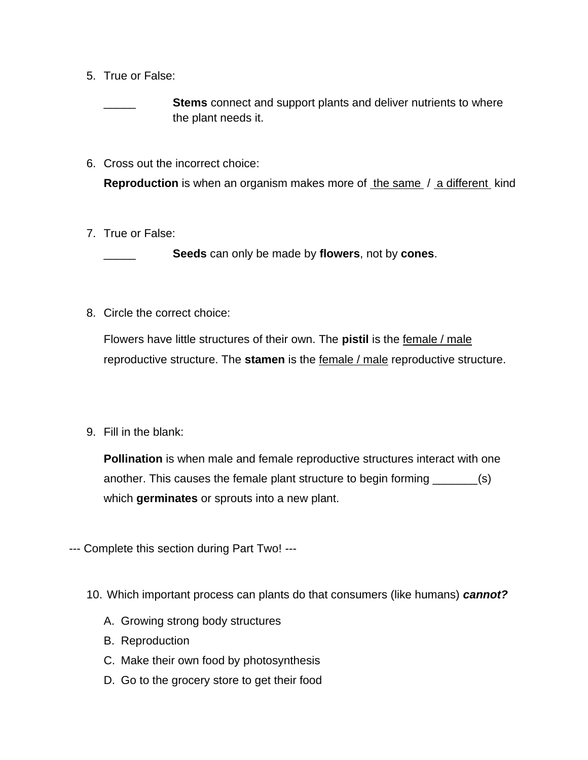5. True or False:

    _____ **Stems** connect and support plants and deliver nutrients to where the plant needs it.

6. Cross out the incorrect choice:

    **Reproduction** is when an organism makes more of the same / a different kind

7. True or False:

    _____ **Seeds** can only be made by **flowers**, not by **cones**.

8. Circle the correct choice:

    Flowers have little structures of their own. The **pistil** is the female / male reproductive structure. The **stamen** is the female / male reproductive structure.

9. Fill in the blank:

    **Pollination** is when male and female reproductive structures interact with one another. This causes the female plant structure to begin forming _______(s) which **germinates** or sprouts into a new plant.

--- Complete this section during Part Two! ---

10. Which important process can plants do that consumers (like humans) ***cannot?***

    A. Growing strong body structures
    B. Reproduction
    C. Make their own food by photosynthesis
    D. Go to the grocery store to get their food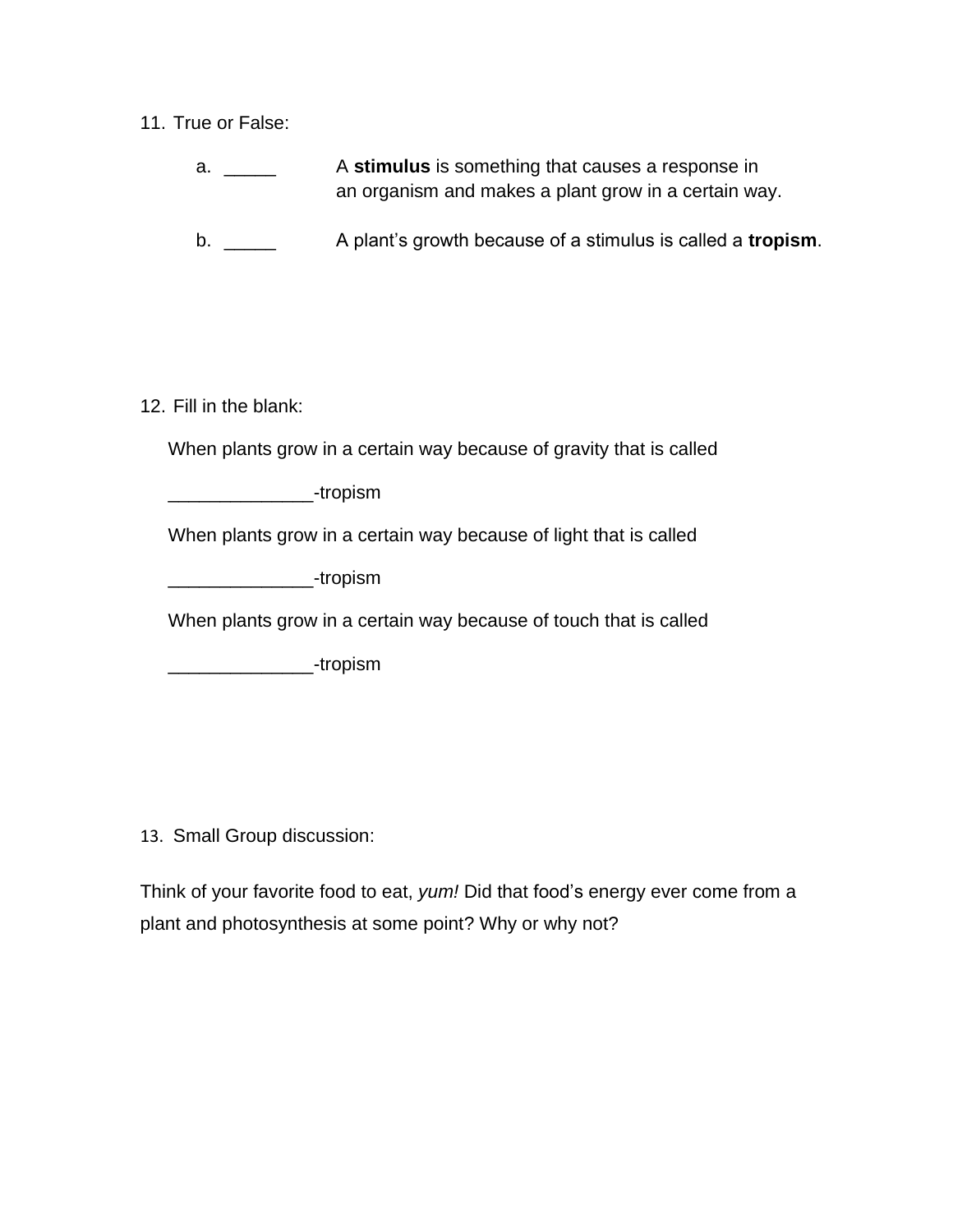11. True or False:

    a. _____ A **stimulus** is something that causes a response in an organism and makes a plant grow in a certain way.

    b. _____ A plant's growth because of a stimulus is called a **tropism**.

12. Fill in the blank:

    When plants grow in a certain way because of gravity that is called

    ______________-tropism

    When plants grow in a certain way because of light that is called

    ______________-tropism

    When plants grow in a certain way because of touch that is called

    ______________-tropism

13. Small Group discussion:

Think of your favorite food to eat, *yum!* Did that food's energy ever come from a plant and photosynthesis at some point? Why or why not?